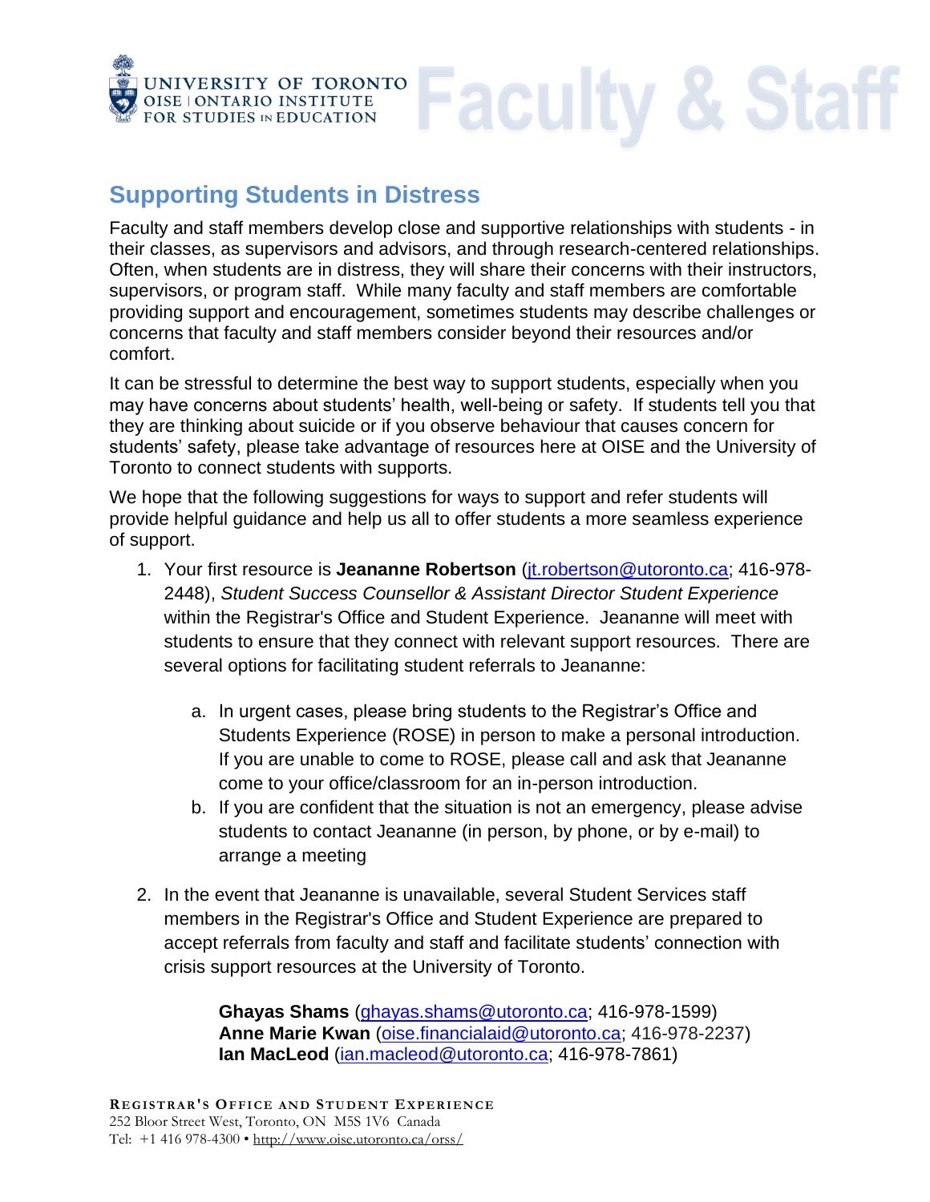# Faculty & Staff

## Supporting Students in Distress

Faculty and staff members develop close and supportive relationships with students - in their classes, as supervisors and advisors, and through research-centered relationships. Often, when students are in distress, they will share their concerns with their instructors, supervisors, or program staff. While many faculty and staff members are comfortable providing support and encouragement, sometimes students may describe challenges or concerns that faculty and staff members consider beyond their resources and/or comfort.

It can be stressful to determine the best way to support students, especially when you may have concerns about students' health, well-being or safety. If students tell you that they are thinking about suicide or if you observe behaviour that causes concern for students' safety, please take advantage of resources here at OISE and the University of Toronto to connect students with supports.

We hope that the following suggestions for ways to support and refer students will provide helpful guidance and help us all to offer students a more seamless experience of support.

1. Your first resource is **Jeananne Robertson** (jt.robertson@utoronto.ca; 416-978-2448), *Student Success Counsellor & Assistant Director Student Experience* within the Registrar's Office and Student Experience. Jeananne will meet with students to ensure that they connect with relevant support resources. There are several options for facilitating student referrals to Jeananne:

   a. In urgent cases, please bring students to the Registrar's Office and Students Experience (ROSE) in person to make a personal introduction. If you are unable to come to ROSE, please call and ask that Jeananne come to your office/classroom for an in-person introduction.

   b. If you are confident that the situation is not an emergency, please advise students to contact Jeananne (in person, by phone, or by e-mail) to arrange a meeting

2. In the event that Jeananne is unavailable, several Student Services staff members in the Registrar's Office and Student Experience are prepared to accept referrals from faculty and staff and facilitate students' connection with crisis support resources at the University of Toronto.

   **Ghayas Shams** (ghayas.shams@utoronto.ca; 416-978-1599)
   **Anne Marie Kwan** (oise.financialaid@utoronto.ca; 416-978-2237)
   **Ian MacLeod** (ian.macleod@utoronto.ca; 416-978-7861)

**Registrar's Office and Student Experience**
252 Bloor Street West, Toronto, ON M5S 1V6 Canada
Tel: +1 416 978-4300 • http://www.oise.utoronto.ca/orss/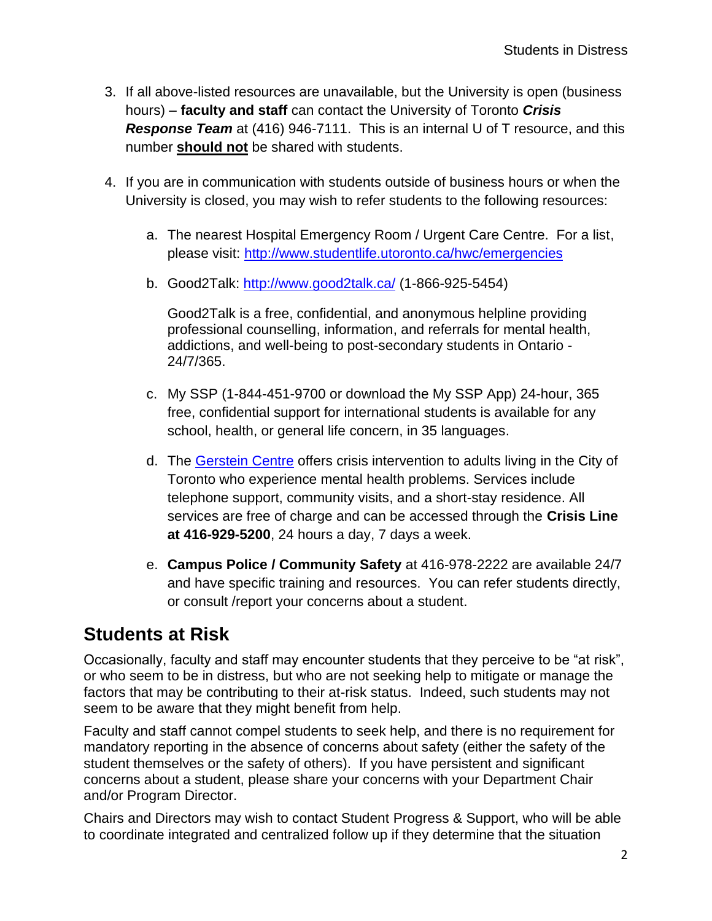3. If all above-listed resources are unavailable, but the University is open (business hours) – **faculty and staff** can contact the University of Toronto ***Crisis Response Team*** at (416) 946-7111. This is an internal U of T resource, and this number **should not** be shared with students.

4. If you are in communication with students outside of business hours or when the University is closed, you may wish to refer students to the following resources:

   a. The nearest Hospital Emergency Room / Urgent Care Centre. For a list, please visit: [http://www.studentlife.utoronto.ca/hwc/emergencies](http://www.studentlife.utoronto.ca/hwc/emergencies)

   b. Good2Talk: [http://www.good2talk.ca/](http://www.good2talk.ca/) (1-866-925-5454)

      Good2Talk is a free, confidential, and anonymous helpline providing professional counselling, information, and referrals for mental health, addictions, and well-being to post-secondary students in Ontario - 24/7/365.

   c. My SSP (1-844-451-9700 or download the My SSP App) 24-hour, 365 free, confidential support for international students is available for any school, health, or general life concern, in 35 languages.

   d. The [Gerstein Centre](#) offers crisis intervention to adults living in the City of Toronto who experience mental health problems. Services include telephone support, community visits, and a short-stay residence. All services are free of charge and can be accessed through the **Crisis Line at 416-929-5200**, 24 hours a day, 7 days a week.

   e. **Campus Police / Community Safety** at 416-978-2222 are available 24/7 and have specific training and resources. You can refer students directly, or consult /report your concerns about a student.

## Students at Risk

Occasionally, faculty and staff may encounter students that they perceive to be "at risk", or who seem to be in distress, but who are not seeking help to mitigate or manage the factors that may be contributing to their at-risk status. Indeed, such students may not seem to be aware that they might benefit from help.

Faculty and staff cannot compel students to seek help, and there is no requirement for mandatory reporting in the absence of concerns about safety (either the safety of the student themselves or the safety of others). If you have persistent and significant concerns about a student, please share your concerns with your Department Chair and/or Program Director.

Chairs and Directors may wish to contact Student Progress & Support, who will be able to coordinate integrated and centralized follow up if they determine that the situation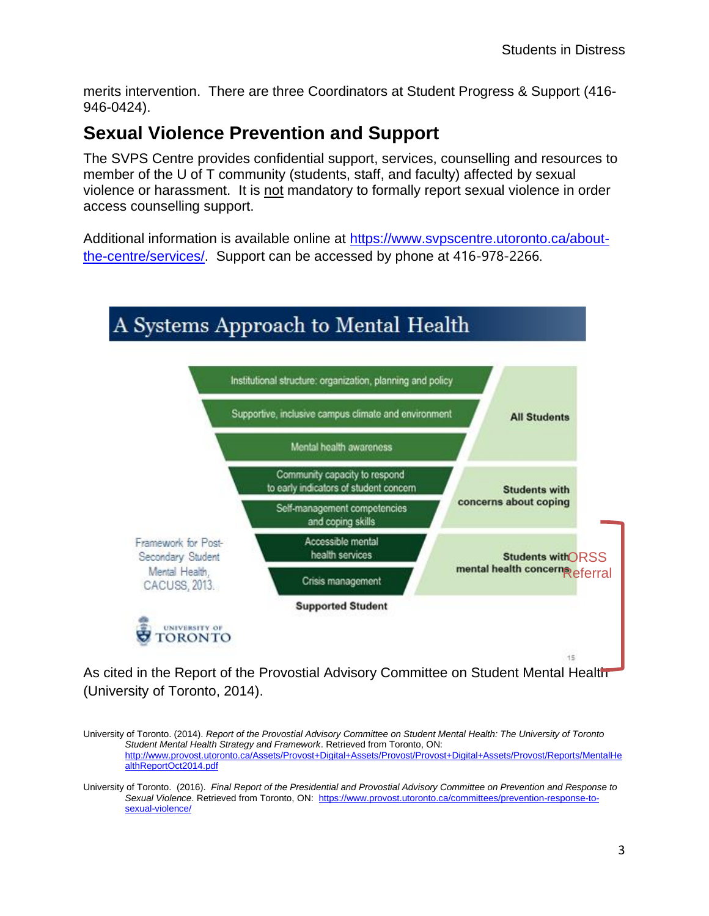merits intervention. There are three Coordinators at Student Progress & Support (416-946-0424).

## Sexual Violence Prevention and Support

The SVPS Centre provides confidential support, services, counselling and resources to member of the U of T community (students, staff, and faculty) affected by sexual violence or harassment. It is not mandatory to formally report sexual violence in order access counselling support.

Additional information is available online at [https://www.svpscentre.utoronto.ca/about-the-centre/services/](https://www.svpscentre.utoronto.ca/about-the-centre/services/). Support can be accessed by phone at 416-978-2266.

A Systems Approach to Mental Health

Institutional structure: organization, planning and policy

Supportive, inclusive campus climate and environment

Mental health awareness

Community capacity to respond to early indicators of student concern

Self-management competencies and coping skills

Accessible mental health services

Crisis management

Supported Student

All Students

Students with concerns about coping

Students with mental health concerns

ORSS Referral

Framework for Post-Secondary Student Mental Health, CACUSS, 2013.

UNIVERSITY OF TORONTO

15

As cited in the Report of the Provostial Advisory Committee on Student Mental Health (University of Toronto, 2014).

University of Toronto. (2014). *Report of the Provostial Advisory Committee on Student Mental Health: The University of Toronto Student Mental Health Strategy and Framework*. Retrieved from Toronto, ON: [http://www.provost.utoronto.ca/Assets/Provost+Digital+Assets/Provost/Provost+Digital+Assets/Provost/Reports/MentalHealthReportOct2014.pdf](http://www.provost.utoronto.ca/Assets/Provost+Digital+Assets/Provost/Provost+Digital+Assets/Provost/Reports/MentalHealthReportOct2014.pdf)

University of Toronto. (2016). *Final Report of the Presidential and Provostial Advisory Committee on Prevention and Response to Sexual Violence*. Retrieved from Toronto, ON: [https://www.provost.utoronto.ca/committees/prevention-response-to-sexual-violence/](https://www.provost.utoronto.ca/committees/prevention-response-to-sexual-violence/)